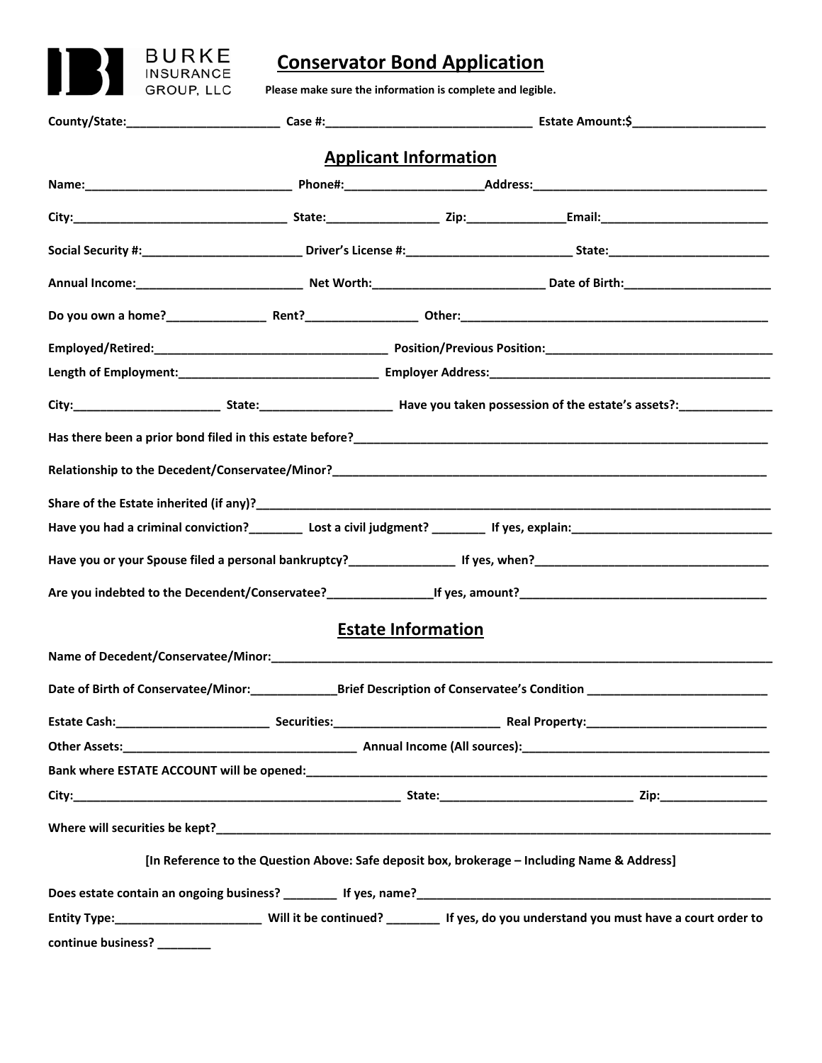BURKE INSURANCE GROUP, LLC

# Conservator Bond Application

**Please make sure the information is complete and legible.**

**County/State:______________________ Case #:______________________________ Estate Amount:$___________________**

## Applicant Information

**Name:______________________________ Phone#:____________________Address:__________________________________**

**City:_______________________________ State:________________ Zip:______________Email:________________________**

**Social Security #:_______________________ Driver's License #:________________________ State:_______________________**

**Annual Income:________________________ Net Worth:_________________________ Date of Birth:_____________________**

**Do you own a home?______________ Rent?________________ Other:______________________________________________**

**Employed/Retired:__________________________________ Position/Previous Position:_________________________________**

**Length of Employment:_____________________________ Employer Address:___________________________________________**

**City:_____________________ State:___________________ Have you taken possession of the estate's assets?:_____________**

**Has there been a prior bond filed in this estate before?_____________________________________________________________**

**Relationship to the Decedent/Conservatee/Minor?____________________________________________________________**

**Share of the Estate inherited (if any)?_________________________________________________________________________**

**Have you had a criminal conviction?________ Lost a civil judgment? ________ If yes, explain:______________________________**

**Have you or your Spouse filed a personal bankruptcy?_______________ If yes, when?__________________________________**

**Are you indebted to the Decendent/Conservatee?_______________If yes, amount?____________________________________**

## Estate Information

**Name of Decedent/Conservatee/Minor:_____________________________________________________________________________**

**Date of Birth of Conservatee/Minor:____________Brief Description of Conservatee's Condition ___________________________**

**Estate Cash:______________________ Securities:________________________ Real Property:___________________________**

**Other Assets:__________________________________ Annual Income (All sources):____________________________________**

**Bank where ESTATE ACCOUNT will be opened:__________________________________________________________________**

**City:______________________________________________ State:____________________________ Zip:_______________**

**Where will securities be kept?_____________________________________________________________________________**

**[In Reference to the Question Above: Safe deposit box, brokerage – Including Name & Address]**

**Does estate contain an ongoing business? ________ If yes, name?_____________________________________________________**

**Entity Type:_____________________ Will it be continued? ________ If yes, do you understand you must have a court order to continue business? ________**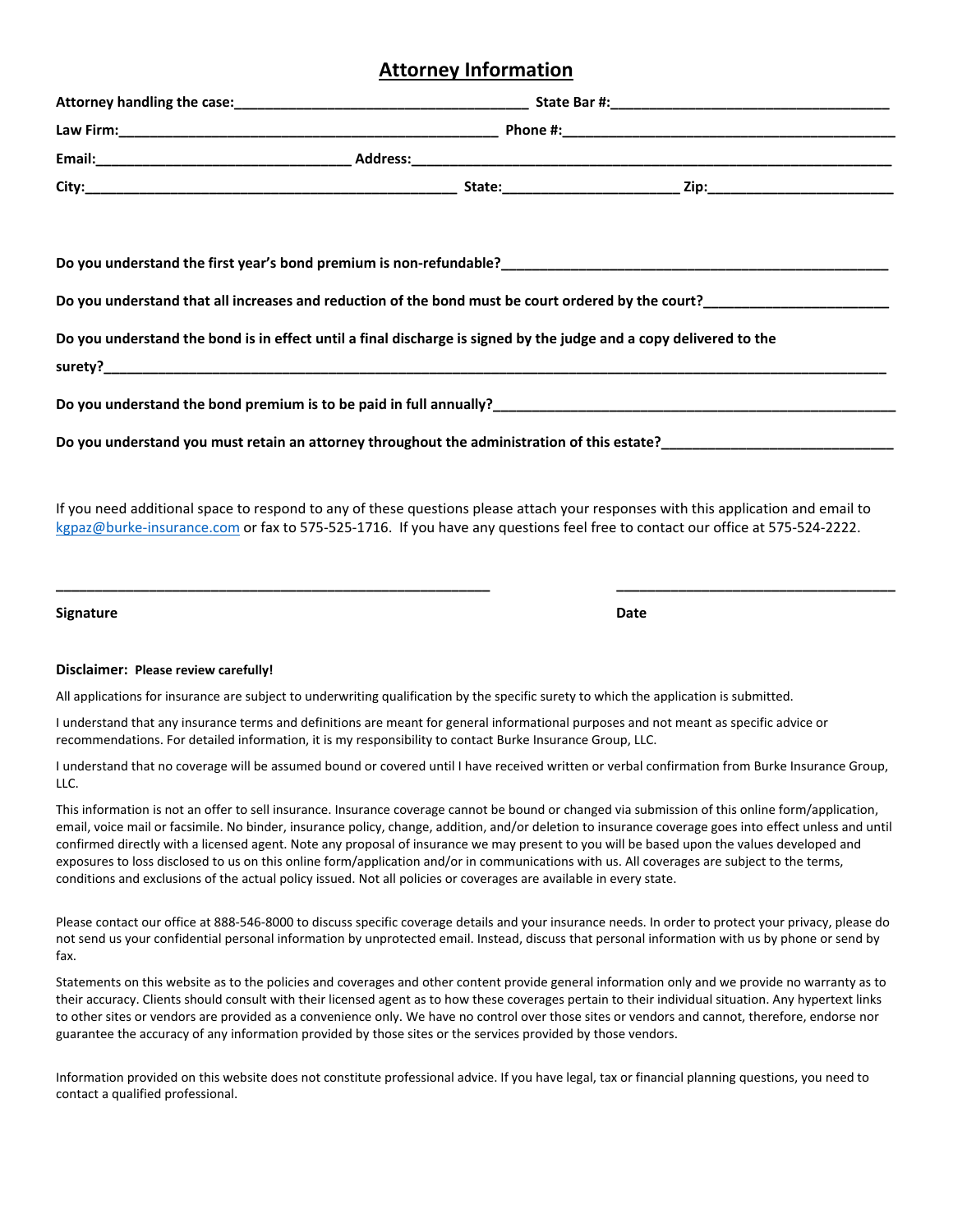## Attorney Information

**Attorney handling the case:**_____________________________________ **State Bar #:**___________________________________

**Law Firm:**________________________________________________ **Phone #:**___________________________________________

**Email:**________________________________ **Address:**____________________________________________________________

**City:**_______________________________________________ **State:**______________________ **Zip:**_______________________

**Do you understand the first year's bond premium is non-refundable?**__________________________________________________

**Do you understand that all increases and reduction of the bond must be court ordered by the court?**________________________

**Do you understand the bond is in effect until a final discharge is signed by the judge and a copy delivered to the surety?**________________________________________________________________________________________________

**Do you understand the bond premium is to be paid in full annually?**_____________________________________________________

**Do you understand you must retain an attorney throughout the administration of this estate?**_____________________________

If you need additional space to respond to any of these questions please attach your responses with this application and email to kgpaz@burke-insurance.com or fax to 575-525-1716. If you have any questions feel free to contact our office at 575-524-2222.

_______________________________________________________ ___________________________________

**Signature** **Date**

**Disclaimer: Please review carefully!**

All applications for insurance are subject to underwriting qualification by the specific surety to which the application is submitted.

I understand that any insurance terms and definitions are meant for general informational purposes and not meant as specific advice or recommendations. For detailed information, it is my responsibility to contact Burke Insurance Group, LLC.

I understand that no coverage will be assumed bound or covered until I have received written or verbal confirmation from Burke Insurance Group, LLC.

This information is not an offer to sell insurance. Insurance coverage cannot be bound or changed via submission of this online form/application, email, voice mail or facsimile. No binder, insurance policy, change, addition, and/or deletion to insurance coverage goes into effect unless and until confirmed directly with a licensed agent. Note any proposal of insurance we may present to you will be based upon the values developed and exposures to loss disclosed to us on this online form/application and/or in communications with us. All coverages are subject to the terms, conditions and exclusions of the actual policy issued. Not all policies or coverages are available in every state.

Please contact our office at 888-546-8000 to discuss specific coverage details and your insurance needs. In order to protect your privacy, please do not send us your confidential personal information by unprotected email. Instead, discuss that personal information with us by phone or send by fax.

Statements on this website as to the policies and coverages and other content provide general information only and we provide no warranty as to their accuracy. Clients should consult with their licensed agent as to how these coverages pertain to their individual situation. Any hypertext links to other sites or vendors are provided as a convenience only. We have no control over those sites or vendors and cannot, therefore, endorse nor guarantee the accuracy of any information provided by those sites or the services provided by those vendors.

Information provided on this website does not constitute professional advice. If you have legal, tax or financial planning questions, you need to contact a qualified professional.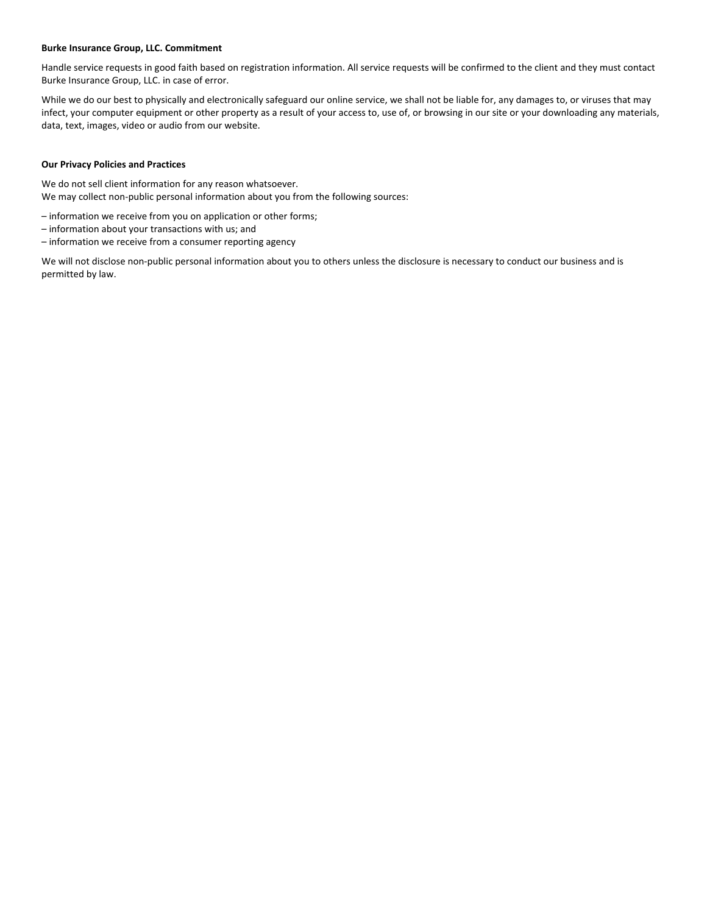**Burke Insurance Group, LLC. Commitment**

Handle service requests in good faith based on registration information. All service requests will be confirmed to the client and they must contact Burke Insurance Group, LLC. in case of error.

While we do our best to physically and electronically safeguard our online service, we shall not be liable for, any damages to, or viruses that may infect, your computer equipment or other property as a result of your access to, use of, or browsing in our site or your downloading any materials, data, text, images, video or audio from our website.

**Our Privacy Policies and Practices**

We do not sell client information for any reason whatsoever.
We may collect non-public personal information about you from the following sources:

– information we receive from you on application or other forms;
– information about your transactions with us; and
– information we receive from a consumer reporting agency

We will not disclose non-public personal information about you to others unless the disclosure is necessary to conduct our business and is permitted by law.